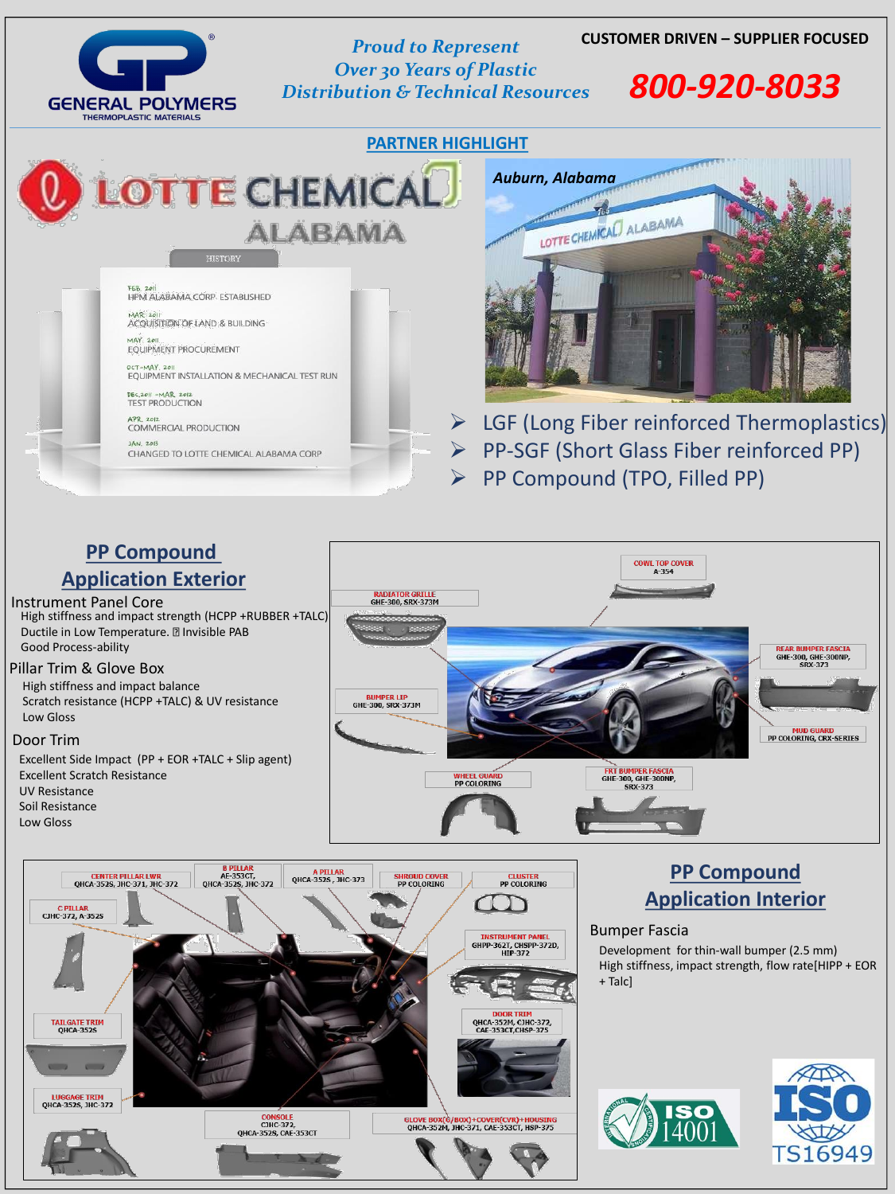# GENERAL POLYMERS
THERMOPLASTIC MATERIALS

*Proud to Represent Over 30 Years of Plastic Distribution & Technical Resources*

**CUSTOMER DRIVEN – SUPPLIER FOCUSED**

**800-920-8033**

## PARTNER HIGHLIGHT

# LOTTE CHEMICAL ALABAMA

**HISTORY**

- FEB. 2011 — HPM ALABAMA CORP. ESTABLISHED
- MAR. 2011 — ACQUISITION OF LAND & BUILDING
- MAY. 2011 — EQUIPMENT PROCUREMENT
- OCT~MAY. 2011 — EQUIPMENT INSTALLATION & MECHANICAL TEST RUN
- DEC. 2011 ~MAR. 2012 — TEST PRODUCTION
- APR. 2012 — COMMERCIAL PRODUCTION
- JAN. 2013 — CHANGED TO LOTTE CHEMICAL ALABAMA CORP

*Auburn, Alabama*

- LGF (Long Fiber reinforced Thermoplastics)
- PP-SGF (Short Glass Fiber reinforced PP)
- PP Compound (TPO, Filled PP)

## PP Compound Application Exterior

**Instrument Panel Core**
- High stiffness and impact strength (HCPP +RUBBER +TALC)
- Ductile in Low Temperature. Invisible PAB
- Good Process-ability

**Pillar Trim & Glove Box**
- High stiffness and impact balance
- Scratch resistance (HCPP +TALC) & UV resistance
- Low Gloss

**Door Trim**
- Excellent Side Impact (PP + EOR +TALC + Slip agent)
- Excellent Scratch Resistance
- UV Resistance
- Soil Resistance
- Low Gloss

- COWL TOP COVER: A-354
- RADIATOR GRILLE: GHE-300, SRX-373M
- REAR BUMPER FASCIA: GHE-300, GHE-300NP, SRX-373
- BUMPER LIP: GHE-300, SRX-373M
- MUD GUARD: PP COLORING, CRX-SERIES
- WHEEL GUARD: PP COLORING
- FRT BUMPER FASCIA: GHE-300, GHE-300NP, SRX-373

- CENTER PILLAR LWR: QHCA-352S, JHC-371, JHC-372
- B PILLAR: AE-353CT, QHCA-352S, JHC-372
- A PILLAR: QHCA-352S, JHC-373
- SHROUD COVER: PP COLORING
- CLUSTER: PP COLORING
- C PILLAR: CJHC-372, A-352S
- INSTRUMENT PANEL: GHPP-362T, CHSPP-372D, HIP-372
- TAILGATE TRIM: QHCA-352S
- DOOR TRIM: QHCA-352M, CJHC-372, CAE-353CT, CHSP-375
- LUGGAGE TRIM: QHCA-352S, JHC-372
- CONSOLE: CJHC-372, QHCA-352S, CAE-353CT
- GLOVE BOX(G/BOX)+COVER(CVR)+HOUSING: QHCA-352M, JHC-371, CAE-353CT, HSP-375

## PP Compound Application Interior

**Bumper Fascia**
- Development for thin-wall bumper (2.5 mm)
- High stiffness, impact strength, flow rate[HIPP + EOR + Talc]

ISO 14001

ISO TS16949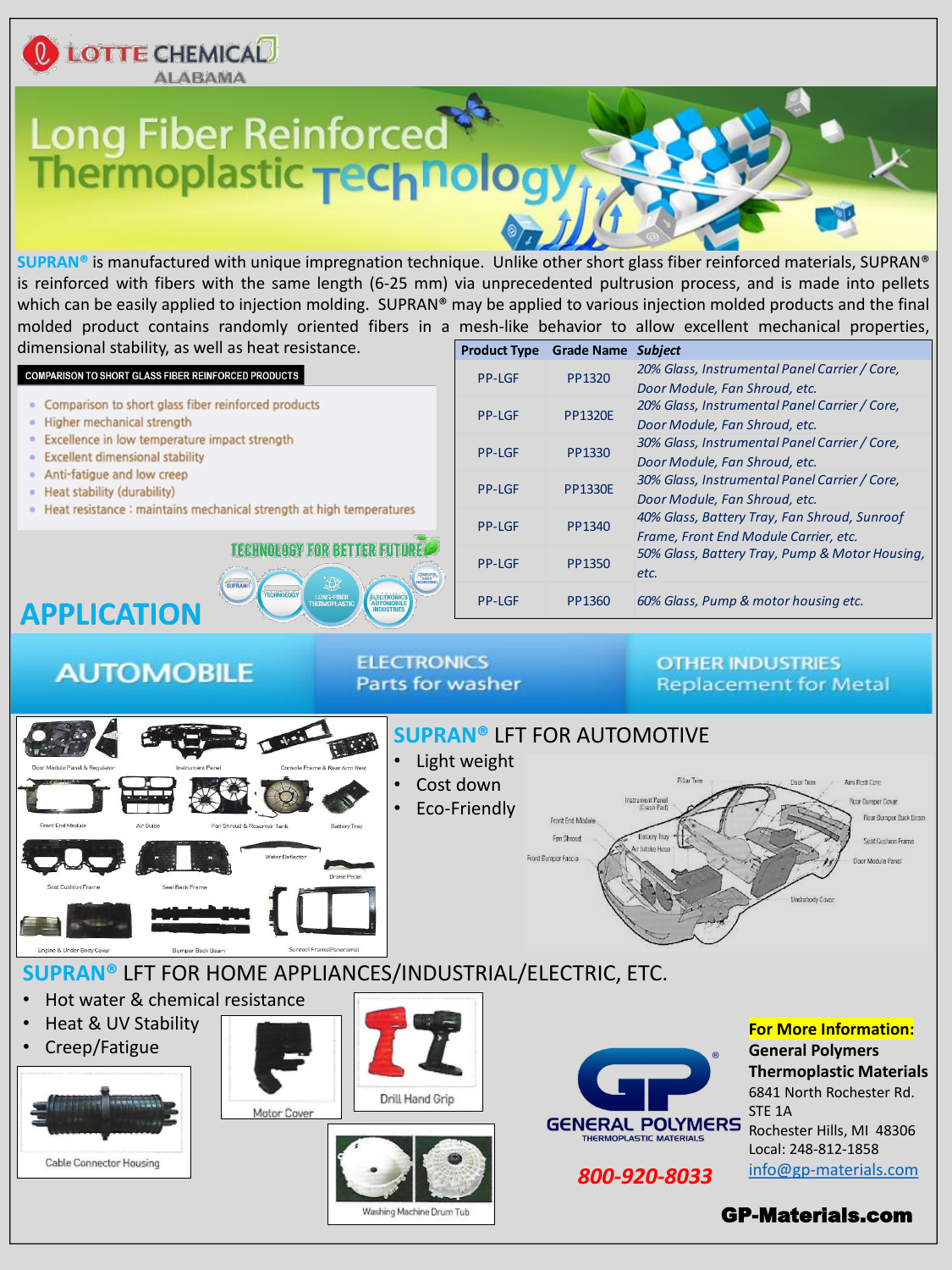LOTTE CHEMICAL ALABAMA

# Long Fiber Reinforced Thermoplastic Technology

**SUPRAN®** is manufactured with unique impregnation technique. Unlike other short glass fiber reinforced materials, SUPRAN® is reinforced with fibers with the same length (6-25 mm) via unprecedented pultrusion process, and is made into pellets which can be easily applied to injection molding. SUPRAN® may be applied to various injection molded products and the final molded product contains randomly oriented fibers in a mesh-like behavior to allow excellent mechanical properties, dimensional stability, as well as heat resistance.

**COMPARISON TO SHORT GLASS FIBER REINFORCED PRODUCTS**

- Comparison to short glass fiber reinforced products
- Higher mechanical strength
- Excellence in low temperature impact strength
- Excellent dimensional stability
- Anti-fatigue and low creep
- Heat stability (durability)
- Heat resistance : maintains mechanical strength at high temperatures

| Product Type | Grade Name | *Subject* |
|---|---|---|
| PP-LGF | PP1320 | *20% Glass, Instrumental Panel Carrier / Core, Door Module, Fan Shroud, etc.* |
| PP-LGF | PP1320E | *20% Glass, Instrumental Panel Carrier / Core, Door Module, Fan Shroud, etc.* |
| PP-LGF | PP1330 | *30% Glass, Instrumental Panel Carrier / Core, Door Module, Fan Shroud, etc.* |
| PP-LGF | PP1330E | *30% Glass, Instrumental Panel Carrier / Core, Door Module, Fan Shroud, etc.* |
| PP-LGF | PP1340 | *40% Glass, Battery Tray, Fan Shroud, Sunroof Frame, Front End Module Carrier, etc.* |
| PP-LGF | PP1350 | *50% Glass, Battery Tray, Pump & Motor Housing, etc.* |
| PP-LGF | PP1360 | *60% Glass, Pump & motor housing etc.* |

TECHNOLOGY FOR BETTER FUTURE

## APPLICATION

**AUTOMOBILE**

**ELECTRONICS**
Parts for washer

**OTHER INDUSTRIES**
Replacement for Metal

## SUPRAN® LFT FOR AUTOMOTIVE

- Light weight
- Cost down
- Eco-Friendly

## SUPRAN® LFT FOR HOME APPLIANCES/INDUSTRIAL/ELECTRIC, ETC.

- Hot water & chemical resistance
- Heat & UV Stability
- Creep/Fatigue

Cable Connector Housing

Motor Cover

Drill Hand Grip

Washing Machine Drum Tub

GENERAL POLYMERS
THERMOPLASTIC MATERIALS

800-920-8033

**For More Information:**
**General Polymers Thermoplastic Materials**
6841 North Rochester Rd.
STE 1A
Rochester Hills, MI 48306
Local: 248-812-1858
info@gp-materials.com

**GP-Materials.com**